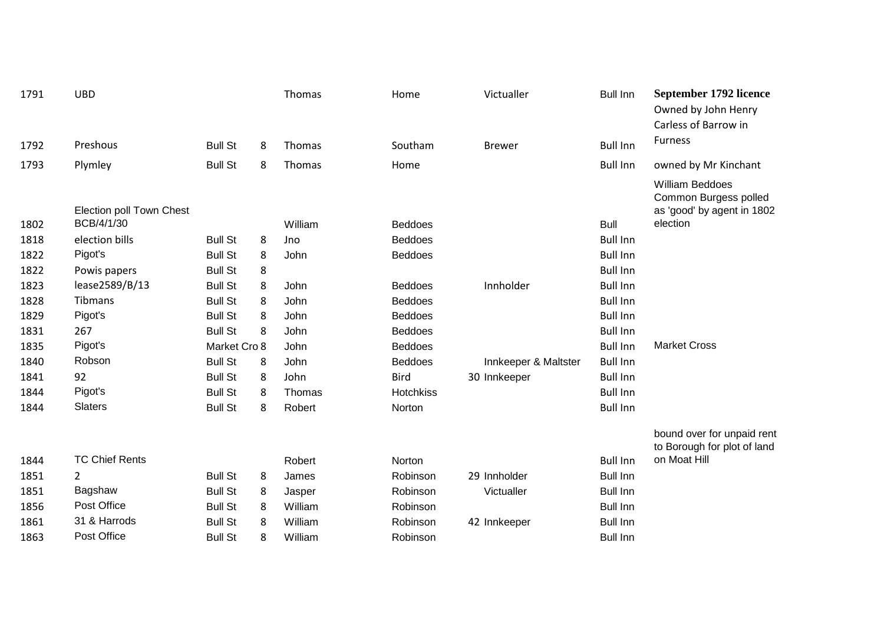| | | | | | | | | |
|---|---|---|---|---|---|---|---|---|
| 1791 | UBD | | | Thomas | Home | Victualler | Bull Inn | **September 1792 licence** Owned by John Henry Carless of Barrow in Furness |
| 1792 | Preshous | Bull St | 8 | Thomas | Southam | Brewer | Bull Inn | |
| 1793 | Plymley | Bull St | 8 | Thomas | Home | | Bull Inn | owned by Mr Kinchant |
| 1802 | Election poll Town Chest BCB/4/1/30 | | | William | Beddoes | | Bull | William Beddoes Common Burgess polled as 'good' by agent in 1802 election |
| 1818 | election bills | Bull St | 8 | Jno | Beddoes | | Bull Inn | |
| 1822 | Pigot's | Bull St | 8 | John | Beddoes | | Bull Inn | |
| 1822 | Powis papers | Bull St | 8 | | | | Bull Inn | |
| 1823 | lease2589/B/13 | Bull St | 8 | John | Beddoes | Innholder | Bull Inn | |
| 1828 | Tibmans | Bull St | 8 | John | Beddoes | | Bull Inn | |
| 1829 | Pigot's | Bull St | 8 | John | Beddoes | | Bull Inn | |
| 1831 | 267 | Bull St | 8 | John | Beddoes | | Bull Inn | |
| 1835 | Pigot's | Market Cro | 8 | John | Beddoes | | Bull Inn | Market Cross |
| 1840 | Robson | Bull St | 8 | John | Beddoes | Innkeeper & Maltster | Bull Inn | |
| 1841 | 92 | Bull St | 8 | John | Bird | 30 Innkeeper | Bull Inn | |
| 1844 | Pigot's | Bull St | 8 | Thomas | Hotchkiss | | Bull Inn | |
| 1844 | Slaters | Bull St | 8 | Robert | Norton | | Bull Inn | |
| 1844 | TC Chief Rents | | | Robert | Norton | | Bull Inn | bound over for unpaid rent to Borough for plot of land on Moat Hill |
| 1851 | 2 | Bull St | 8 | James | Robinson | 29 Innholder | Bull Inn | |
| 1851 | Bagshaw | Bull St | 8 | Jasper | Robinson | Victualler | Bull Inn | |
| 1856 | Post Office | Bull St | 8 | William | Robinson | | Bull Inn | |
| 1861 | 31 & Harrods | Bull St | 8 | William | Robinson | 42 Innkeeper | Bull Inn | |
| 1863 | Post Office | Bull St | 8 | William | Robinson | | Bull Inn | |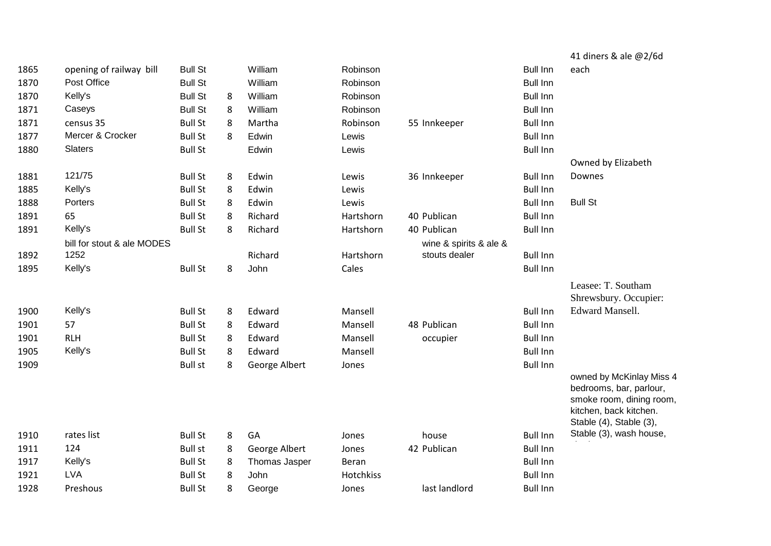| | | | | | | | | |
|---|---|---|---|---|---|---|---|---|
| 1865 | opening of railway bill | Bull St | | William | Robinson | | Bull Inn | 41 diners & ale @2/6d each |
| 1870 | Post Office | Bull St | | William | Robinson | | Bull Inn | |
| 1870 | Kelly's | Bull St | 8 | William | Robinson | | Bull Inn | |
| 1871 | Caseys | Bull St | 8 | William | Robinson | | Bull Inn | |
| 1871 | census 35 | Bull St | 8 | Martha | Robinson | 55 Innkeeper | Bull Inn | |
| 1877 | Mercer & Crocker | Bull St | 8 | Edwin | Lewis | | Bull Inn | |
| 1880 | Slaters | Bull St | | Edwin | Lewis | | Bull Inn | |
| 1881 | 121/75 | Bull St | 8 | Edwin | Lewis | 36 Innkeeper | Bull Inn | Owned by Elizabeth Downes |
| 1885 | Kelly's | Bull St | 8 | Edwin | Lewis | | Bull Inn | |
| 1888 | Porters | Bull St | 8 | Edwin | Lewis | | Bull Inn | Bull St |
| 1891 | 65 | Bull St | 8 | Richard | Hartshorn | 40 Publican | Bull Inn | |
| 1891 | Kelly's | Bull St | 8 | Richard | Hartshorn | 40 Publican | Bull Inn | |
| 1892 | bill for stout & ale MODES 1252 | | | Richard | Hartshorn | wine & spirits & ale & stouts dealer | Bull Inn | |
| 1895 | Kelly's | Bull St | 8 | John | Cales | | Bull Inn | |
| 1900 | Kelly's | Bull St | 8 | Edward | Mansell | | Bull Inn | Leasee: T. Southam Shrewsbury. Occupier: Edward Mansell. |
| 1901 | 57 | Bull St | 8 | Edward | Mansell | 48 Publican | Bull Inn | |
| 1901 | RLH | Bull St | 8 | Edward | Mansell | occupier | Bull Inn | |
| 1905 | Kelly's | Bull St | 8 | Edward | Mansell | | Bull Inn | |
| 1909 | | Bull st | 8 | George Albert | Jones | | Bull Inn | |
| 1910 | rates list | Bull St | 8 | GA | Jones | house | Bull Inn | owned by McKinlay Miss 4 bedrooms, bar, parlour, smoke room, dining room, kitchen, back kitchen. Stable (4), Stable (3), Stable (3), wash house, |
| 1911 | 124 | Bull st | 8 | George Albert | Jones | 42 Publican | Bull Inn | |
| 1917 | Kelly's | Bull St | 8 | Thomas Jasper | Beran | | Bull Inn | |
| 1921 | LVA | Bull St | 8 | John | Hotchkiss | | Bull Inn | |
| 1928 | Preshous | Bull St | 8 | George | Jones | last landlord | Bull Inn | |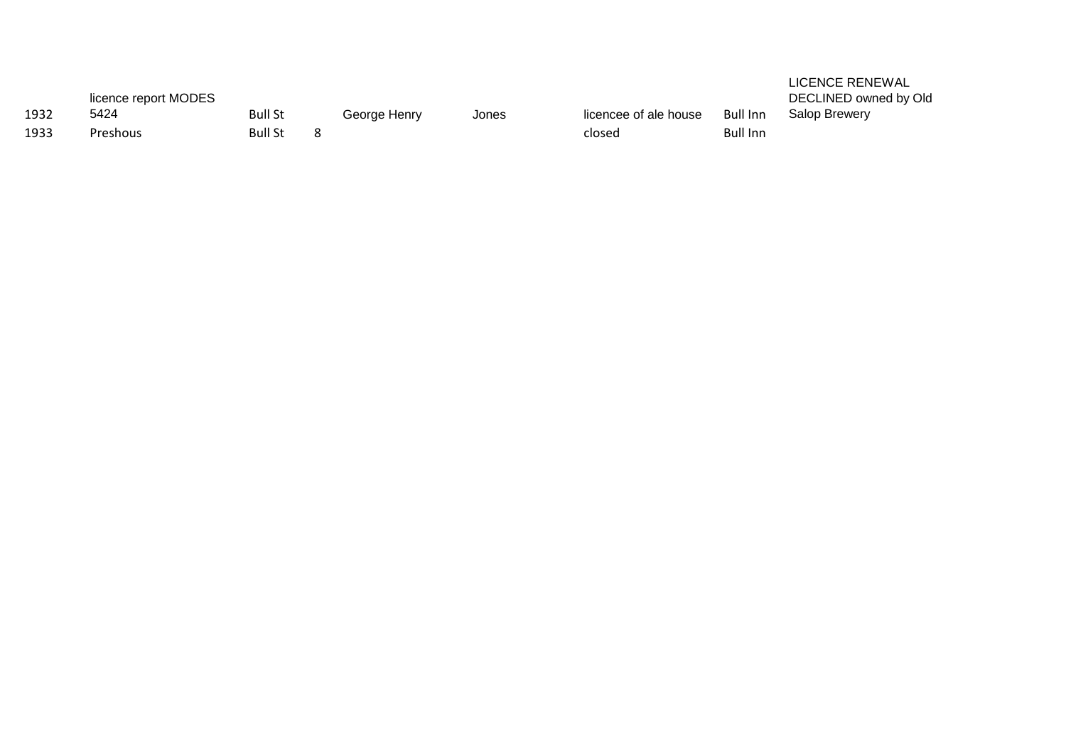| | | | | | | | | |
|---|---|---|---|---|---|---|---|---|
| 1932 | licence report MODES 5424 | Bull St | | George Henry | Jones | licencee of ale house | Bull Inn | LICENCE RENEWAL DECLINED owned by Old Salop Brewery |
| 1933 | Preshous | Bull St | 8 | | | closed | Bull Inn | |